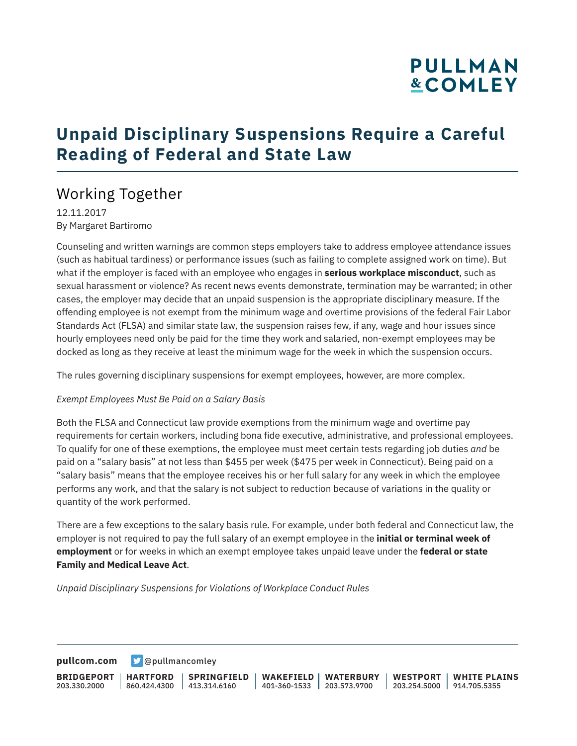# Unpaid Disciplinary Suspensions Require a Careful Reading of Federal and State Law

## Working Together

12.11.2017
By Margaret Bartiromo

Counseling and written warnings are common steps employers take to address employee attendance issues (such as habitual tardiness) or performance issues (such as failing to complete assigned work on time). But what if the employer is faced with an employee who engages in **serious workplace misconduct**, such as sexual harassment or violence? As recent news events demonstrate, termination may be warranted; in other cases, the employer may decide that an unpaid suspension is the appropriate disciplinary measure. If the offending employee is not exempt from the minimum wage and overtime provisions of the federal Fair Labor Standards Act (FLSA) and similar state law, the suspension raises few, if any, wage and hour issues since hourly employees need only be paid for the time they work and salaried, non-exempt employees may be docked as long as they receive at least the minimum wage for the week in which the suspension occurs.

The rules governing disciplinary suspensions for exempt employees, however, are more complex.

*Exempt Employees Must Be Paid on a Salary Basis*

Both the FLSA and Connecticut law provide exemptions from the minimum wage and overtime pay requirements for certain workers, including bona fide executive, administrative, and professional employees. To qualify for one of these exemptions, the employee must meet certain tests regarding job duties *and* be paid on a "salary basis" at not less than $455 per week ($475 per week in Connecticut). Being paid on a "salary basis" means that the employee receives his or her full salary for any week in which the employee performs any work, and that the salary is not subject to reduction because of variations in the quality or quantity of the work performed.

There are a few exceptions to the salary basis rule. For example, under both federal and Connecticut law, the employer is not required to pay the full salary of an exempt employee in the **initial or terminal week of employment** or for weeks in which an exempt employee takes unpaid leave under the **federal or state Family and Medical Leave Act**.

*Unpaid Disciplinary Suspensions for Violations of Workplace Conduct Rules*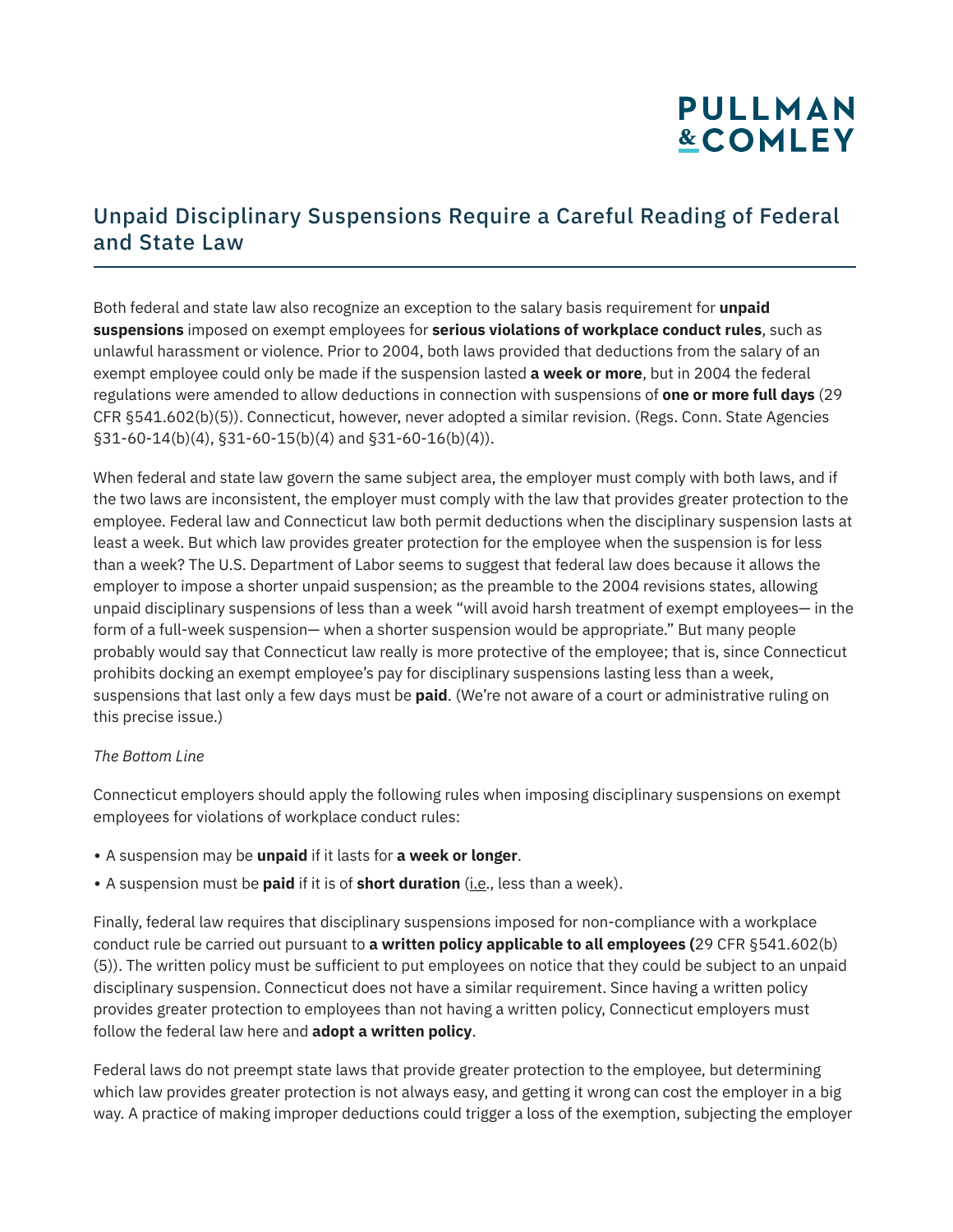# Unpaid Disciplinary Suspensions Require a Careful Reading of Federal and State Law

Both federal and state law also recognize an exception to the salary basis requirement for **unpaid suspensions** imposed on exempt employees for **serious violations of workplace conduct rules**, such as unlawful harassment or violence. Prior to 2004, both laws provided that deductions from the salary of an exempt employee could only be made if the suspension lasted **a week or more**, but in 2004 the federal regulations were amended to allow deductions in connection with suspensions of **one or more full days** (29 CFR §541.602(b)(5)). Connecticut, however, never adopted a similar revision. (Regs. Conn. State Agencies §31-60-14(b)(4), §31-60-15(b)(4) and §31-60-16(b)(4)).

When federal and state law govern the same subject area, the employer must comply with both laws, and if the two laws are inconsistent, the employer must comply with the law that provides greater protection to the employee. Federal law and Connecticut law both permit deductions when the disciplinary suspension lasts at least a week. But which law provides greater protection for the employee when the suspension is for less than a week? The U.S. Department of Labor seems to suggest that federal law does because it allows the employer to impose a shorter unpaid suspension; as the preamble to the 2004 revisions states, allowing unpaid disciplinary suspensions of less than a week "will avoid harsh treatment of exempt employees— in the form of a full-week suspension— when a shorter suspension would be appropriate." But many people probably would say that Connecticut law really is more protective of the employee; that is, since Connecticut prohibits docking an exempt employee's pay for disciplinary suspensions lasting less than a week, suspensions that last only a few days must be **paid**. (We're not aware of a court or administrative ruling on this precise issue.)

*The Bottom Line*

Connecticut employers should apply the following rules when imposing disciplinary suspensions on exempt employees for violations of workplace conduct rules:

- A suspension may be **unpaid** if it lasts for **a week or longer**.
- A suspension must be **paid** if it is of **short duration** (i.e., less than a week).

Finally, federal law requires that disciplinary suspensions imposed for non-compliance with a workplace conduct rule be carried out pursuant to **a written policy applicable to all employees (**29 CFR §541.602(b)(5)). The written policy must be sufficient to put employees on notice that they could be subject to an unpaid disciplinary suspension. Connecticut does not have a similar requirement. Since having a written policy provides greater protection to employees than not having a written policy, Connecticut employers must follow the federal law here and **adopt a written policy**.

Federal laws do not preempt state laws that provide greater protection to the employee, but determining which law provides greater protection is not always easy, and getting it wrong can cost the employer in a big way. A practice of making improper deductions could trigger a loss of the exemption, subjecting the employer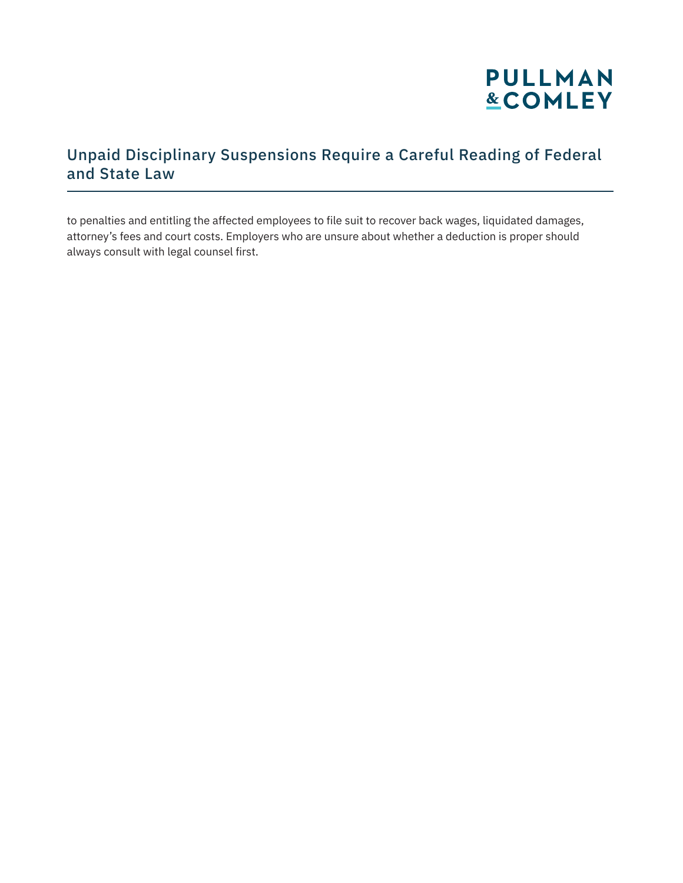to penalties and entitling the affected employees to file suit to recover back wages, liquidated damages, attorney's fees and court costs. Employers who are unsure about whether a deduction is proper should always consult with legal counsel first.